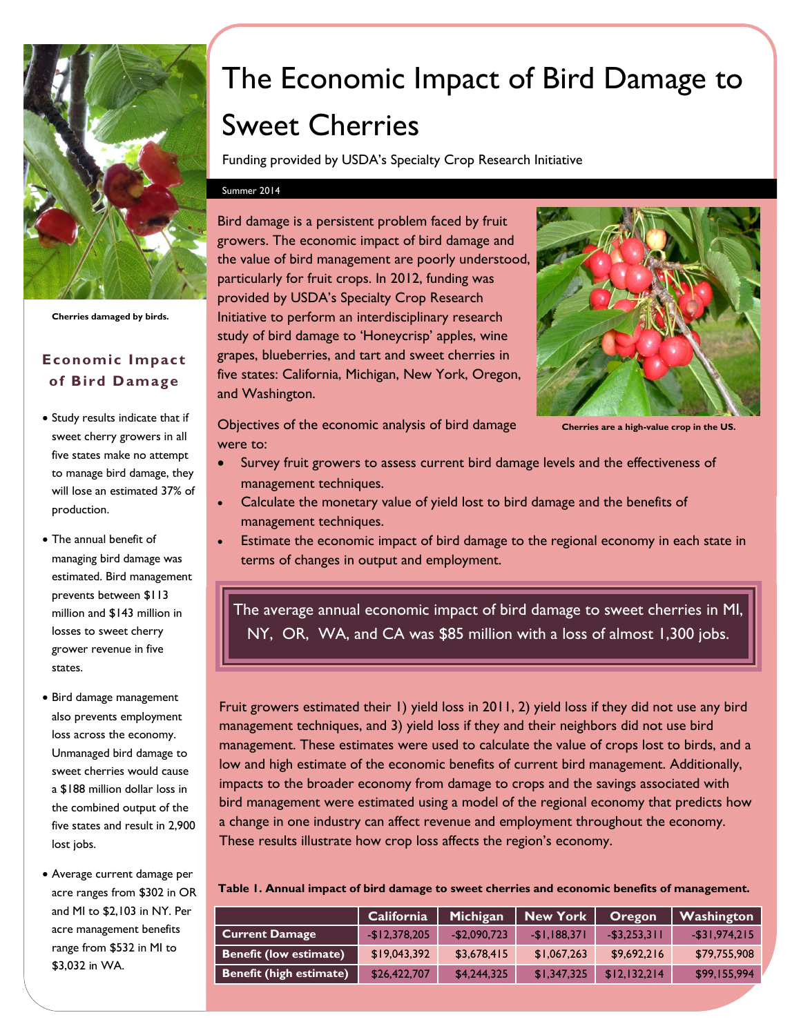# The Economic Impact of Bird Damage to Sweet Cherries

Funding provided by USDA's Specialty Crop Research Initiative

Summer 2014

Bird damage is a persistent problem faced by fruit growers. The economic impact of bird damage and the value of bird management are poorly understood, particularly for fruit crops. In 2012, funding was provided by USDA's Specialty Crop Research Initiative to perform an interdisciplinary research study of bird damage to 'Honeycrisp' apples, wine grapes, blueberries, and tart and sweet cherries in five states: California, Michigan, New York, Oregon, and Washington.

**Cherries are a high-value crop in the US.**

Objectives of the economic analysis of bird damage were to:

- Survey fruit growers to assess current bird damage levels and the effectiveness of management techniques.
- Calculate the monetary value of yield lost to bird damage and the benefits of management techniques.
- Estimate the economic impact of bird damage to the regional economy in each state in terms of changes in output and employment.

> The average annual economic impact of bird damage to sweet cherries in MI, NY, OR, WA, and CA was $85 million with a loss of almost 1,300 jobs.

Fruit growers estimated their 1) yield loss in 2011, 2) yield loss if they did not use any bird management techniques, and 3) yield loss if they and their neighbors did not use bird management. These estimates were used to calculate the value of crops lost to birds, and a low and high estimate of the economic benefits of current bird management. Additionally, impacts to the broader economy from damage to crops and the savings associated with bird management were estimated using a model of the regional economy that predicts how a change in one industry can affect revenue and employment throughout the economy. These results illustrate how crop loss affects the region's economy.

**Table 1. Annual impact of bird damage to sweet cherries and economic benefits of management.**

| | California | Michigan | New York | Oregon | Washington |
|---|---|---|---|---|---|
| **Current Damage** | -$12,378,205 | -$2,090,723 | -$1,188,371 | -$3,253,311 | -$31,974,215 |
| **Benefit (low estimate)** | $19,043,392 | $3,678,415 | $1,067,263 | $9,692,216 | $79,755,908 |
| **Benefit (high estimate)** | $26,422,707 | $4,244,325 | $1,347,325 | $12,132,214 | $99,155,994 |

**Cherries damaged by birds.**

## Economic Impact of Bird Damage

- Study results indicate that if sweet cherry growers in all five states make no attempt to manage bird damage, they will lose an estimated 37% of production.
- The annual benefit of managing bird damage was estimated. Bird management prevents between $113 million and $143 million in losses to sweet cherry grower revenue in five states.
- Bird damage management also prevents employment loss across the economy. Unmanaged bird damage to sweet cherries would cause a $188 million dollar loss in the combined output of the five states and result in 2,900 lost jobs.
- Average current damage per acre ranges from $302 in OR and MI to $2,103 in NY. Per acre management benefits range from $532 in MI to $3,032 in WA.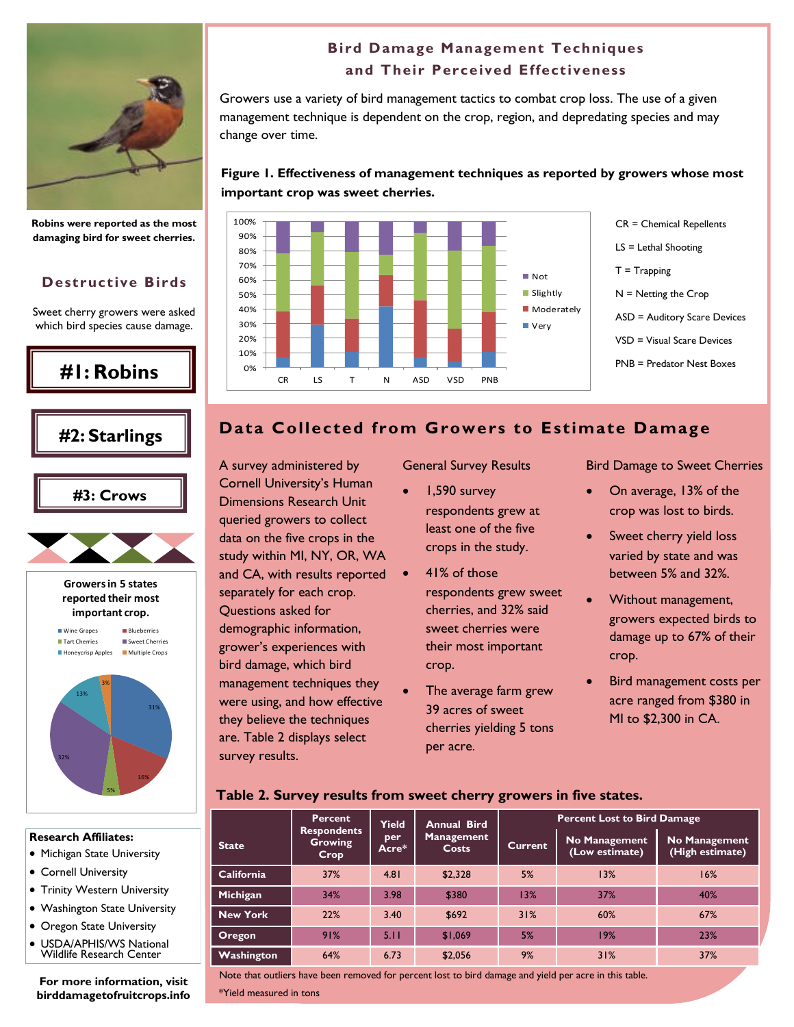Robins were reported as the most damaging bird for sweet cherries.

## Destructive Birds

Sweet cherry growers were asked which bird species cause damage.

**#1: Robins**

**#2: Starlings**

**#3: Crows**

**Growers in 5 states reported their most important crop.**

Wine Grapes
Blueberries
Tart Cherries
Sweet Cherries
Honeycrisp Apples
Multiple Crops

31%
16%
5%
32%
13%
3%

**Research Affiliates:**

- Michigan State University
- Cornell University
- Trinity Western University
- Washington State University
- Oregon State University
- USDA/APHIS/WS National Wildlife Research Center

**For more information, visit birddamagetofruitcrops.info**

## Bird Damage Management Techniques and Their Perceived Effectiveness

Growers use a variety of bird management tactics to combat crop loss. The use of a given management technique is dependent on the crop, region, and depredating species and may change over time.

**Figure 1. Effectiveness of management techniques as reported by growers whose most important crop was sweet cherries.**

100%
90%
80%
70%
60%
50%
40%
30%
20%
10%
0%

CR LS T N ASD VSD PNB

Not
Slightly
Moderately
Very

CR = Chemical Repellents
LS = Lethal Shooting
T = Trapping
N = Netting the Crop
ASD = Auditory Scare Devices
VSD = Visual Scare Devices
PNB = Predator Nest Boxes

## Data Collected from Growers to Estimate Damage

A survey administered by Cornell University's Human Dimensions Research Unit queried growers to collect data on the five crops in the study within MI, NY, OR, WA and CA, with results reported separately for each crop. Questions asked for demographic information, grower's experiences with bird damage, which bird management techniques they were using, and how effective they believe the techniques are. Table 2 displays select survey results.

General Survey Results

- 1,590 survey respondents grew at least one of the five crops in the study.
- 41% of those respondents grew sweet cherries, and 32% said sweet cherries were their most important crop.
- The average farm grew 39 acres of sweet cherries yielding 5 tons per acre.

Bird Damage to Sweet Cherries

- On average, 13% of the crop was lost to birds.
- Sweet cherry yield loss varied by state and was between 5% and 32%.
- Without management, growers expected birds to damage up to 67% of their crop.
- Bird management costs per acre ranged from $380 in MI to $2,300 in CA.

**Table 2. Survey results from sweet cherry growers in five states.**

| State | Percent Respondents Growing Crop | Yield per Acre* | Annual Bird Management Costs | Percent Lost to Bird Damage | | |
|---|---|---|---|---|---|---|
| | | | | Current | No Management (Low estimate) | No Management (High estimate) |
| California | 37% | 4.81 | $2,328 | 5% | 13% | 16% |
| Michigan | 34% | 3.98 | $380 | 13% | 37% | 40% |
| New York | 22% | 3.40 | $692 | 31% | 60% | 67% |
| Oregon | 91% | 5.11 | $1,069 | 5% | 19% | 23% |
| Washington | 64% | 6.73 | $2,056 | 9% | 31% | 37% |

Note that outliers have been removed for percent lost to bird damage and yield per acre in this table.

*Yield measured in tons